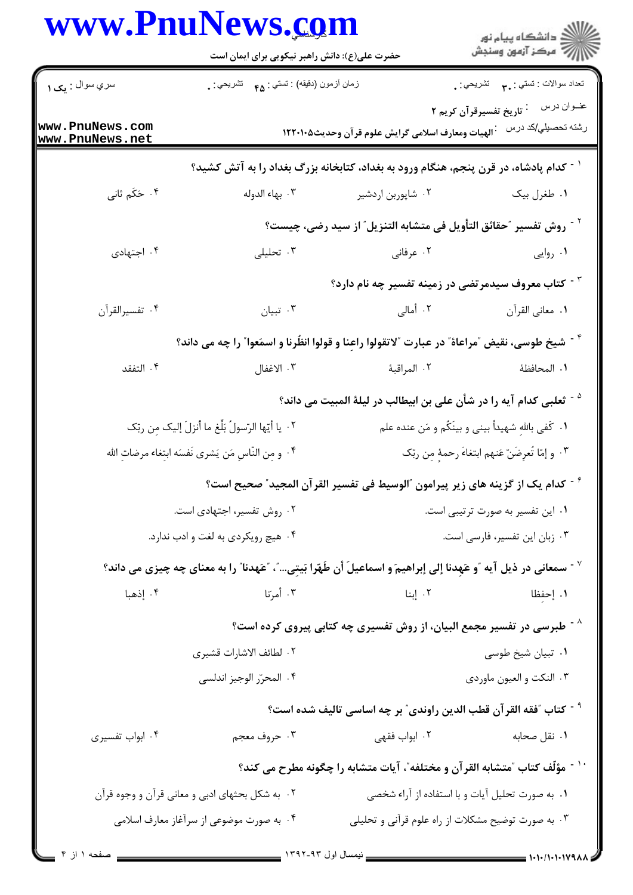حضرت علی(ع): دانش راهبر نیکویی برای ایمان است

سري سوال : یک ۱

زمان آزمون (دقیقه) : تستی : ۴۵ تشریحی : ۰

تعداد سوالات : تستی : ۳۰ تشریحی : ۰

عنـوان درس : تاریخ تفسیرقرآن کریم ۲

رشته تحصیلی/کد درس : الهیات ومعارف اسلامی گرایش علوم قرآن وحدیث۱۲۲۰۱۰۵

۱- کدام پادشاه، در قرن پنجم، هنگام ورود به بغداد، کتابخانه بزرگ بغداد را به آتش کشید؟

۱. طغرل بیک
۲. شاپوربن اردشیر
۳. بهاء الدوله
۴. حَکَم ثانی

۲- روش تفسیر "حقائق التأویل فی متشابه التنزیل" از سید رضی، چیست؟

۱. روایی
۲. عرفانی
۳. تحلیلی
۴. اجتهادی

۳- کتاب معروف سیدمرتضی در زمینه تفسیر چه نام دارد؟

۱. معانی القرآن
۲. أمالی
۳. تبیان
۴. تفسیرالقرآن

۴- شیخ طوسی، نقیض "مراعاة" در عبارت "لاتقولوا راعِنا و قولوا انظُرنا و اسمَعوا" را چه می داند؟

۱. المحافظة
۲. المراقبة
۳. الاغفال
۴. التفقد

۵- ثعلبی کدام آیه را در شأن علی بن ابیطالب در لیلة المبیت می داند؟

۱. کَفی باللهِ شهیداً بینی و بینَکُم و مَن عنده علم
۲. یا أیّها الرّسولُ بَلِّغ ما أُنزلَ إلیک مِن ربّک
۳. و إمّا تُعرِضَنّ عَنهم ابتغاءَ رحمةٍ مِن ربّک
۴. و مِن النّاسِ مَن یَشری نَفسَه ابتِغاء مرضاتِ الله

۶- کدام یک از گزینه های زیر پیرامون "الوسیط فی تفسیر القرآن المجید" صحیح است؟

۱. این تفسیر به صورت ترتیبی است.
۲. روش تفسیر، اجتهادی است.
۳. زبان این تفسیر، فارسی است.
۴. هیچ رویکردی به لغت و ادب ندارد.

۷- سمعانی در ذیل آیه "و عَهِدنا إلی إبراهیمَ و اسماعیلَ أن طَهّرا بَیتِی..."، "عَهِدنا" را به معنای چه چیزی می داند؟

۱. إحفظا
۲. إبنا
۳. أمرنَا
۴. إذهبا

۸- طبرسی در تفسیر مجمع البیان، از روش تفسیری چه کتابی پیروی کرده است؟

۱. تبیان شیخ طوسی
۲. لطائف الاشارات قشیری
۳. النکت و العیون ماوردی
۴. المحرّر الوجیز اندلسی

۹- کتاب "فقه القرآن قطب الدین راوندی" بر چه اساسی تالیف شده است؟

۱. نقل صحابه
۲. ابواب فقهی
۳. حروف معجم
۴. ابواب تفسیری

۱۰- مؤلّف کتاب "متشابه القرآن و مختلفه"، آیات متشابه را چگونه مطرح می کند؟

۱. به صورت تحلیل آیات و با استفاده از آراء شخصی
۲. به شکل بحثهای ادبی و معانی قرآن و وجوه قرآن
۳. به صورت توضیح مشکلات از راه علوم قرآنی و تحلیلی
۴. به صورت موضوعی از سرآغاز معارف اسلامی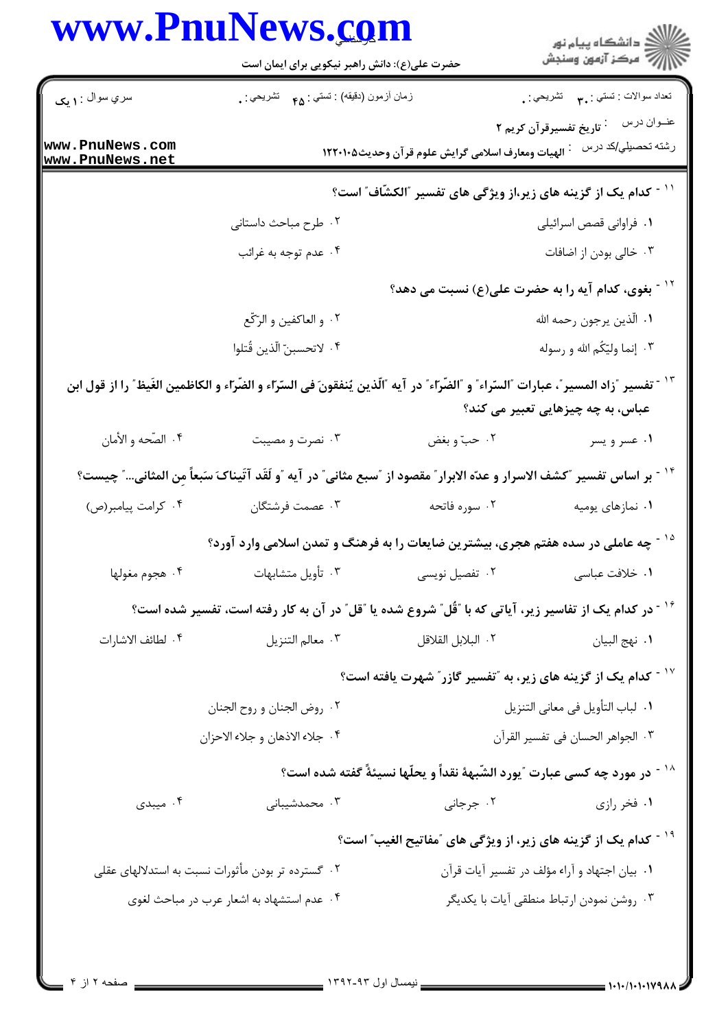۱۱ - کدام یک از گزینه های زیر،از ویژگی های تفسیر "الکشّاف" است؟

۱. فراوانی قصص اسرائیلی

۲. طرح مباحث داستانی

۳. خالی بودن از اضافات

۴. عدم توجه به غرائب

۱۲ - بغوی، کدام آیه را به حضرت علی(ع) نسبت می دهد؟

۱. الّذین یرجون رحمه الله

۲. و العاکفین و الرّکّع

۳. إنما ولیّکُم الله و رسوله

۴. لاتحسبنّ الّذین قُتلوا

۱۳ - تفسیر "زاد المسیر"، عبارات "السرّاء" و "الضرّاء" در آیه "الّذین یُنفقونَ فی السرّاء و الضرّاء و الکاظمین الغَیظ" را از قول ابن عباس، به چه چیزهایی تعبیر می کند؟

۱. عسر و یسر

۲. حبّ و بغض

۳. نصرت و مصیبت

۴. الصّحه و الأمان

۱۴ - بر اساس تفسیر "کشف الاسرار و عدّه الابرار" مقصود از "سبع مثانی" در آیه "و لَقَد آتَیناکَ سَبعاً مِن المثانی..." چیست؟

۱. نمازهای یومیه

۲. سوره فاتحه

۳. عصمت فرشتگان

۴. کرامت پیامبر(ص)

۱۵ - چه عاملی در سده هفتم هجری، بیشترین ضایعات را به فرهنگ و تمدن اسلامی وارد آورد؟

۱. خلافت عباسی

۲. تفصیل نویسی

۳. تأویل متشابهات

۴. هجوم مغولها

۱۶ - در کدام یک از تفاسیر زیر، آیاتی که با "قُل" شروع شده یا "قل" در آن به کار رفته است، تفسیر شده است؟

۱. نهج البیان

۲. البلابل القلاقل

۳. معالم التنزیل

۴. لطائف الاشارات

۱۷ - کدام یک از گزینه های زیر، به "تفسیر گازر" شهرت یافته است؟

۱. لباب التأویل فی معانی التنزیل

۲. روض الجنان و روح الجنان

۳. الجواهر الحسان فی تفسیر القرآن

۴. جلاء الاذهان و جلاء الاحزان

۱۸ - در مورد چه کسی عبارت "یورد الشّبهة نقداً و یحلّها نسیئةً گفته شده است؟

۱. فخر رازی

۲. جرجانی

۳. محمدشیبانی

۴. میبدی

۱۹ - کدام یک از گزینه های زیر، از ویژگی های "مفاتیح الغیب" است؟

۱. بیان اجتهاد و آراء مؤلف در تفسیر آیات قرآن

۲. گسترده تر بودن مأثورات نسبت به استدلالهای عقلی

۳. روشن نمودن ارتباط منطقی آیات با یکدیگر

۴. عدم استشهاد به اشعار عرب در مباحث لغوی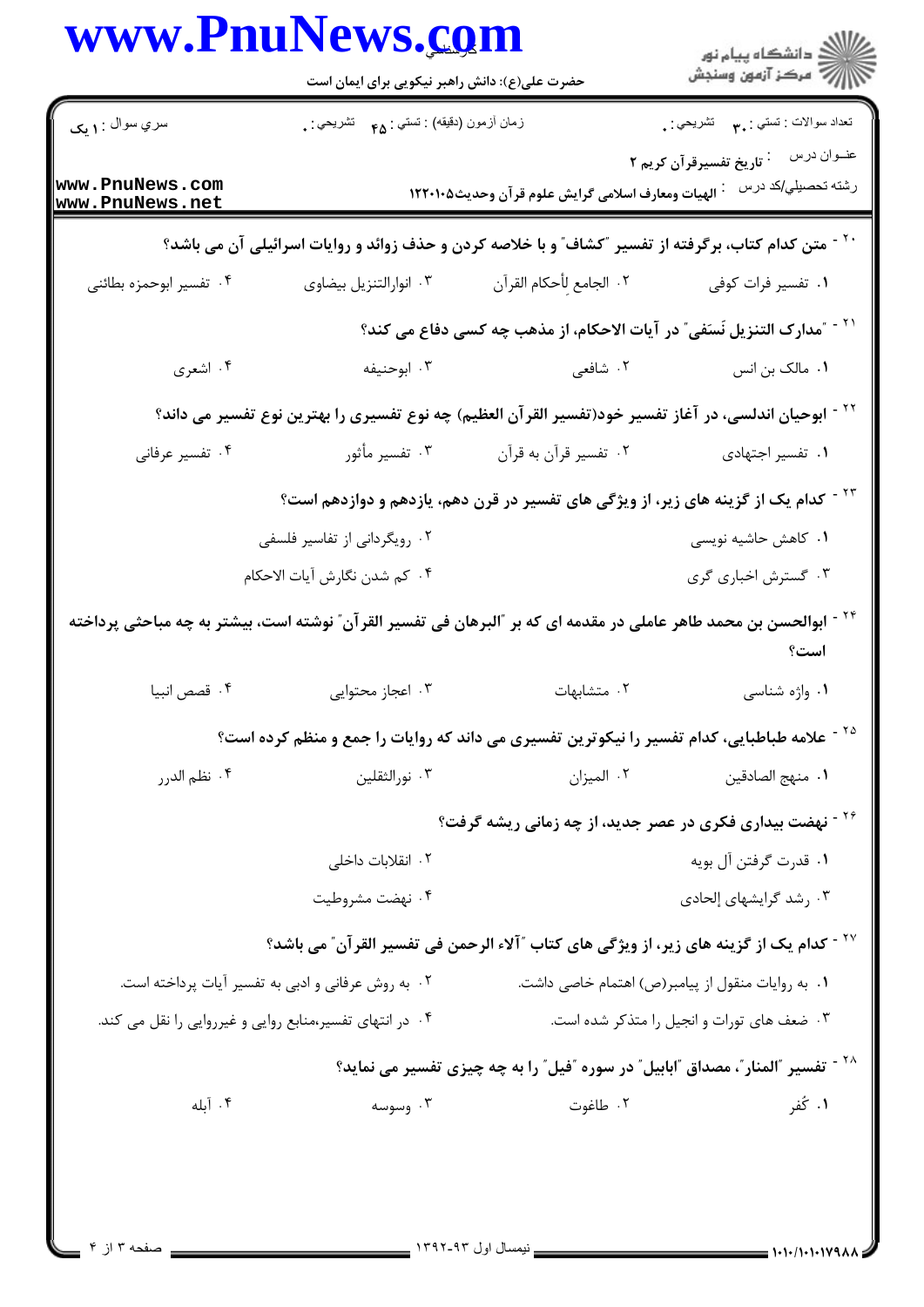۲۰ - متن کدام کتاب، برگرفته از تفسیر "کشاف" و با خلاصه کردن و حذف زوائد و روایات اسرائیلی آن می باشد؟

۱. تفسیر فرات کوفی
۲. الجامع لِأحکام القرآن
۳. انوارالتنزیل بیضاوی
۴. تفسیر ابوحمزه بطائنی

۲۱ - "مدارک التنزیل نَسَفی" در آیات الاحکام، از مذهب چه کسی دفاع می کند؟

۱. مالک بن انس
۲. شافعی
۳. ابوحنیفه
۴. اشعری

۲۲ - ابوحیان اندلسی، در آغاز تفسیر خود(تفسیر القرآن العظیم) چه نوع تفسیری را بهترین نوع تفسیر می داند؟

۱. تفسیر اجتهادی
۲. تفسیر قرآن به قرآن
۳. تفسیر مأثور
۴. تفسیر عرفانی

۲۳ - کدام یک از گزینه های زیر، از ویژگی های تفسیر در قرن دهم، یازدهم و دوازدهم است؟

۱. کاهش حاشیه نویسی
۲. رویگردانی از تفاسیر فلسفی
۳. گسترش اخباری گری
۴. کم شدن نگارش آیات الاحکام

۲۴ - ابوالحسن بن محمد طاهر عاملی در مقدمه ای که بر "البرهان فی تفسیر القرآن" نوشته است، بیشتر به چه مباحثی پرداخته است؟

۱. واژه شناسی
۲. متشابهات
۳. اعجاز محتوایی
۴. قصص انبیا

۲۵ - علامه طباطبایی، کدام تفسیر را نیکوترین تفسیری می داند که روایات را جمع و منظم کرده است؟

۱. منهج الصادقین
۲. المیزان
۳. نورالثقلین
۴. نظم الدرر

۲۶ - نهضت بیداری فکری در عصر جدید، از چه زمانی ریشه گرفت؟

۱. قدرت گرفتن آل بویه
۲. انقلابات داخلی
۳. رشد گرایشهای إلحادی
۴. نهضت مشروطیت

۲۷ - کدام یک از گزینه های زیر، از ویژگی های کتاب "آلاء الرحمن فی تفسیر القرآن" می باشد؟

۱. به روایات منقول از پیامبر(ص) اهتمام خاصی داشت.
۲. به روش عرفانی و ادبی به تفسیر آیات پرداخته است.
۳. ضعف های تورات و انجیل را متذکر شده است.
۴. در انتهای تفسیر،منابع روایی و غیرروایی را نقل می کند.

۲۸ - تفسیر "المنار"، مصداق "ابابیل" در سوره "فیل" را به چه چیزی تفسیر می نماید؟

۱. کُفر
۲. طاغوت
۳. وسوسه
۴. آبله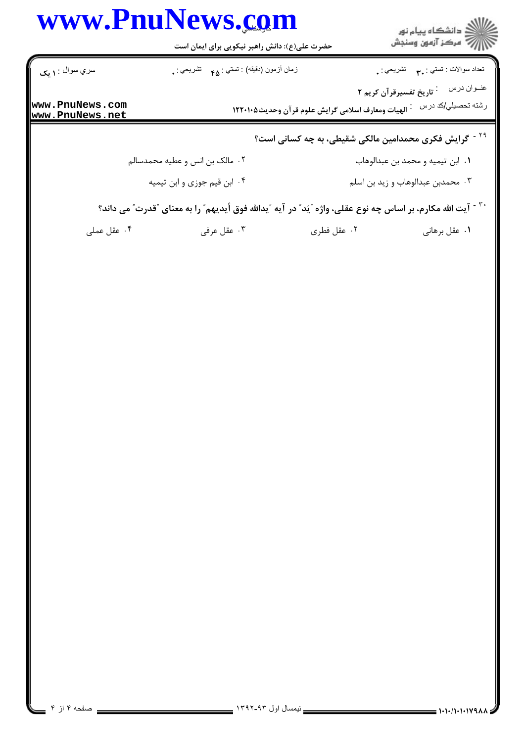۲۹ - گرایش فکری محمدامین مالکی شقیطی، به چه کسانی است؟

۱. ابن تیمیه و محمد بن عبدالوهاب

۲. مالک بن انس و عطیه محمدسالم

۳. محمدبن عبدالوهاب و زید بن اسلم

۴. ابن قیم جوزی و ابن تیمیه

۳۰ - آیت الله مکارم، بر اساس چه نوع عقلی، واژه "یَد" در آیه "یدالله فوق أیدیهم" را به معنای "قدرت" می داند؟

۱. عقل برهانی

۲. عقل فطری

۳. عقل عرفی

۴. عقل عملی